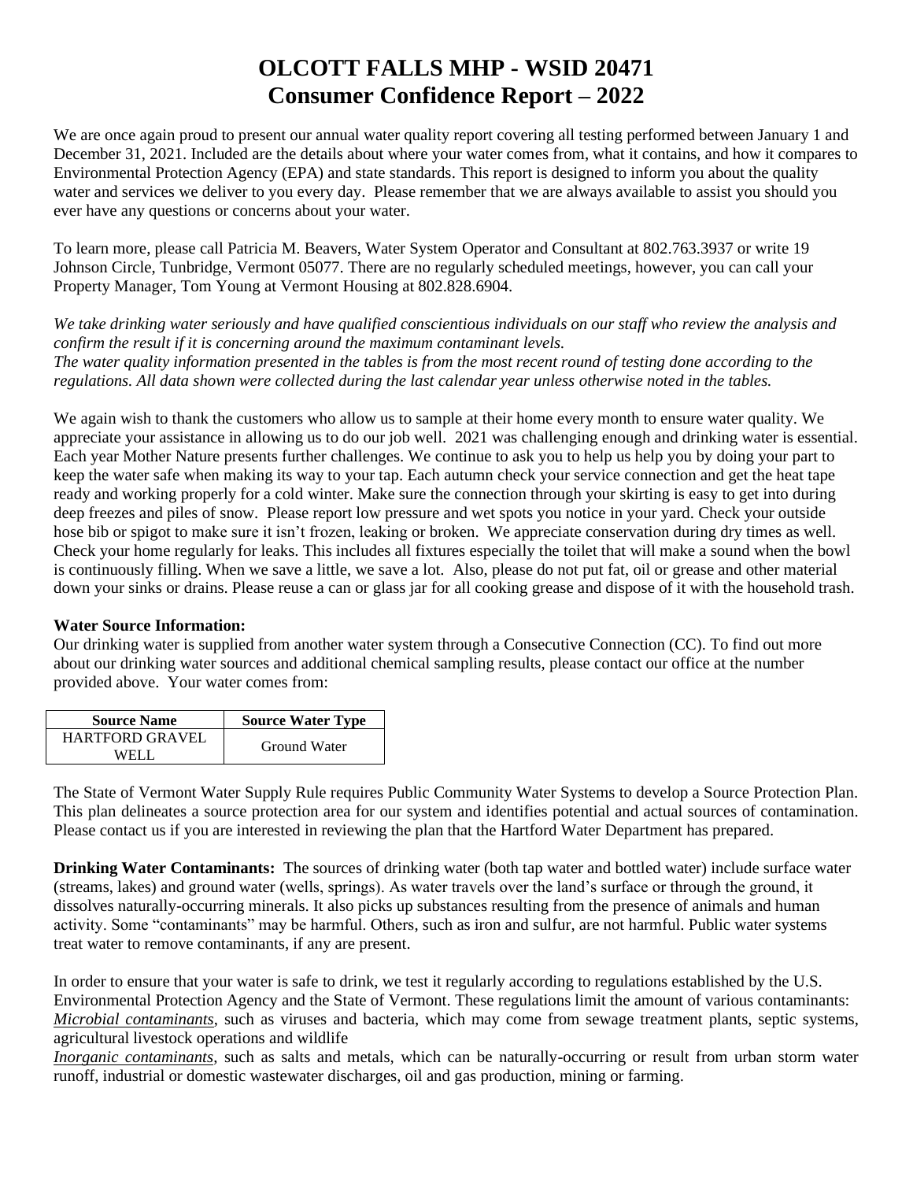# OLCOTT FALLS MHP - WSID 20471
# Consumer Confidence Report – 2022

We are once again proud to present our annual water quality report covering all testing performed between January 1 and December 31, 2021. Included are the details about where your water comes from, what it contains, and how it compares to Environmental Protection Agency (EPA) and state standards. This report is designed to inform you about the quality water and services we deliver to you every day. Please remember that we are always available to assist you should you ever have any questions or concerns about your water.

To learn more, please call Patricia M. Beavers, Water System Operator and Consultant at 802.763.3937 or write 19 Johnson Circle, Tunbridge, Vermont 05077. There are no regularly scheduled meetings, however, you can call your Property Manager, Tom Young at Vermont Housing at 802.828.6904.

*We take drinking water seriously and have qualified conscientious individuals on our staff who review the analysis and confirm the result if it is concerning around the maximum contaminant levels.*
*The water quality information presented in the tables is from the most recent round of testing done according to the regulations. All data shown were collected during the last calendar year unless otherwise noted in the tables.*

We again wish to thank the customers who allow us to sample at their home every month to ensure water quality. We appreciate your assistance in allowing us to do our job well. 2021 was challenging enough and drinking water is essential. Each year Mother Nature presents further challenges. We continue to ask you to help us help you by doing your part to keep the water safe when making its way to your tap. Each autumn check your service connection and get the heat tape ready and working properly for a cold winter. Make sure the connection through your skirting is easy to get into during deep freezes and piles of snow. Please report low pressure and wet spots you notice in your yard. Check your outside hose bib or spigot to make sure it isn't frozen, leaking or broken. We appreciate conservation during dry times as well. Check your home regularly for leaks. This includes all fixtures especially the toilet that will make a sound when the bowl is continuously filling. When we save a little, we save a lot. Also, please do not put fat, oil or grease and other material down your sinks or drains. Please reuse a can or glass jar for all cooking grease and dispose of it with the household trash.

**Water Source Information:**
Our drinking water is supplied from another water system through a Consecutive Connection (CC). To find out more about our drinking water sources and additional chemical sampling results, please contact our office at the number provided above. Your water comes from:

| Source Name | Source Water Type |
|---|---|
| HARTFORD GRAVEL WELL | Ground Water |

The State of Vermont Water Supply Rule requires Public Community Water Systems to develop a Source Protection Plan. This plan delineates a source protection area for our system and identifies potential and actual sources of contamination. Please contact us if you are interested in reviewing the plan that the Hartford Water Department has prepared.

**Drinking Water Contaminants:** The sources of drinking water (both tap water and bottled water) include surface water (streams, lakes) and ground water (wells, springs). As water travels over the land's surface or through the ground, it dissolves naturally-occurring minerals. It also picks up substances resulting from the presence of animals and human activity. Some "contaminants" may be harmful. Others, such as iron and sulfur, are not harmful. Public water systems treat water to remove contaminants, if any are present.

In order to ensure that your water is safe to drink, we test it regularly according to regulations established by the U.S. Environmental Protection Agency and the State of Vermont. These regulations limit the amount of various contaminants:
*Microbial contaminants*, such as viruses and bacteria, which may come from sewage treatment plants, septic systems, agricultural livestock operations and wildlife
*Inorganic contaminants*, such as salts and metals, which can be naturally-occurring or result from urban storm water runoff, industrial or domestic wastewater discharges, oil and gas production, mining or farming.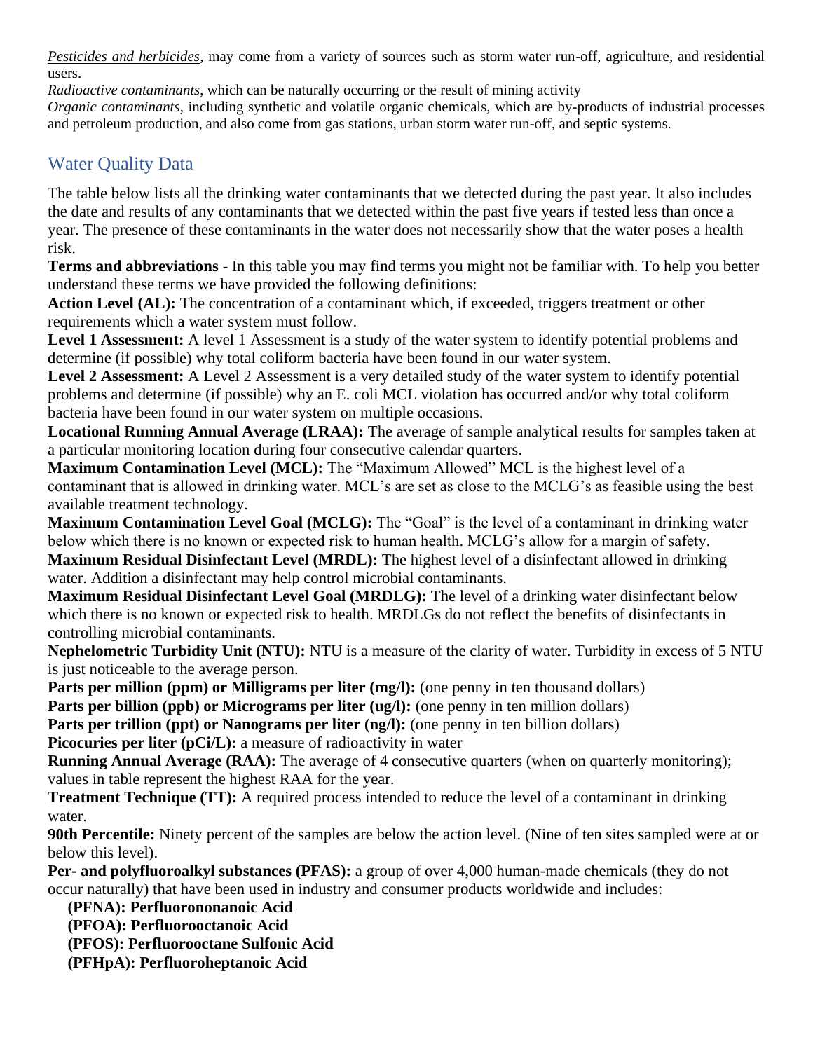*Pesticides and herbicides*, may come from a variety of sources such as storm water run-off, agriculture, and residential users.
*Radioactive contaminants*, which can be naturally occurring or the result of mining activity
*Organic contaminants*, including synthetic and volatile organic chemicals, which are by-products of industrial processes and petroleum production, and also come from gas stations, urban storm water run-off, and septic systems.

## Water Quality Data

The table below lists all the drinking water contaminants that we detected during the past year. It also includes the date and results of any contaminants that we detected within the past five years if tested less than once a year. The presence of these contaminants in the water does not necessarily show that the water poses a health risk.

**Terms and abbreviations** - In this table you may find terms you might not be familiar with. To help you better understand these terms we have provided the following definitions:

**Action Level (AL):** The concentration of a contaminant which, if exceeded, triggers treatment or other requirements which a water system must follow.

**Level 1 Assessment:** A level 1 Assessment is a study of the water system to identify potential problems and determine (if possible) why total coliform bacteria have been found in our water system.

**Level 2 Assessment:** A Level 2 Assessment is a very detailed study of the water system to identify potential problems and determine (if possible) why an E. coli MCL violation has occurred and/or why total coliform bacteria have been found in our water system on multiple occasions.

**Locational Running Annual Average (LRAA):** The average of sample analytical results for samples taken at a particular monitoring location during four consecutive calendar quarters.

**Maximum Contamination Level (MCL):** The "Maximum Allowed" MCL is the highest level of a contaminant that is allowed in drinking water. MCL's are set as close to the MCLG's as feasible using the best available treatment technology.

**Maximum Contamination Level Goal (MCLG):** The "Goal" is the level of a contaminant in drinking water below which there is no known or expected risk to human health. MCLG's allow for a margin of safety.

**Maximum Residual Disinfectant Level (MRDL):** The highest level of a disinfectant allowed in drinking water. Addition a disinfectant may help control microbial contaminants.

**Maximum Residual Disinfectant Level Goal (MRDLG):** The level of a drinking water disinfectant below which there is no known or expected risk to health. MRDLGs do not reflect the benefits of disinfectants in controlling microbial contaminants.

**Nephelometric Turbidity Unit (NTU):** NTU is a measure of the clarity of water. Turbidity in excess of 5 NTU is just noticeable to the average person.

**Parts per million (ppm) or Milligrams per liter (mg/l):** (one penny in ten thousand dollars)

**Parts per billion (ppb) or Micrograms per liter (ug/l):** (one penny in ten million dollars)

**Parts per trillion (ppt) or Nanograms per liter (ng/l):** (one penny in ten billion dollars)

**Picocuries per liter (pCi/L):** a measure of radioactivity in water

**Running Annual Average (RAA):** The average of 4 consecutive quarters (when on quarterly monitoring); values in table represent the highest RAA for the year.

**Treatment Technique (TT):** A required process intended to reduce the level of a contaminant in drinking water.

**90th Percentile:** Ninety percent of the samples are below the action level. (Nine of ten sites sampled were at or below this level).

**Per- and polyfluoroalkyl substances (PFAS):** a group of over 4,000 human-made chemicals (they do not occur naturally) that have been used in industry and consumer products worldwide and includes:

**(PFNA): Perfluorononanoic Acid**
**(PFOA): Perfluorooctanoic Acid**
**(PFOS): Perfluorooctane Sulfonic Acid**
**(PFHpA): Perfluoroheptanoic Acid**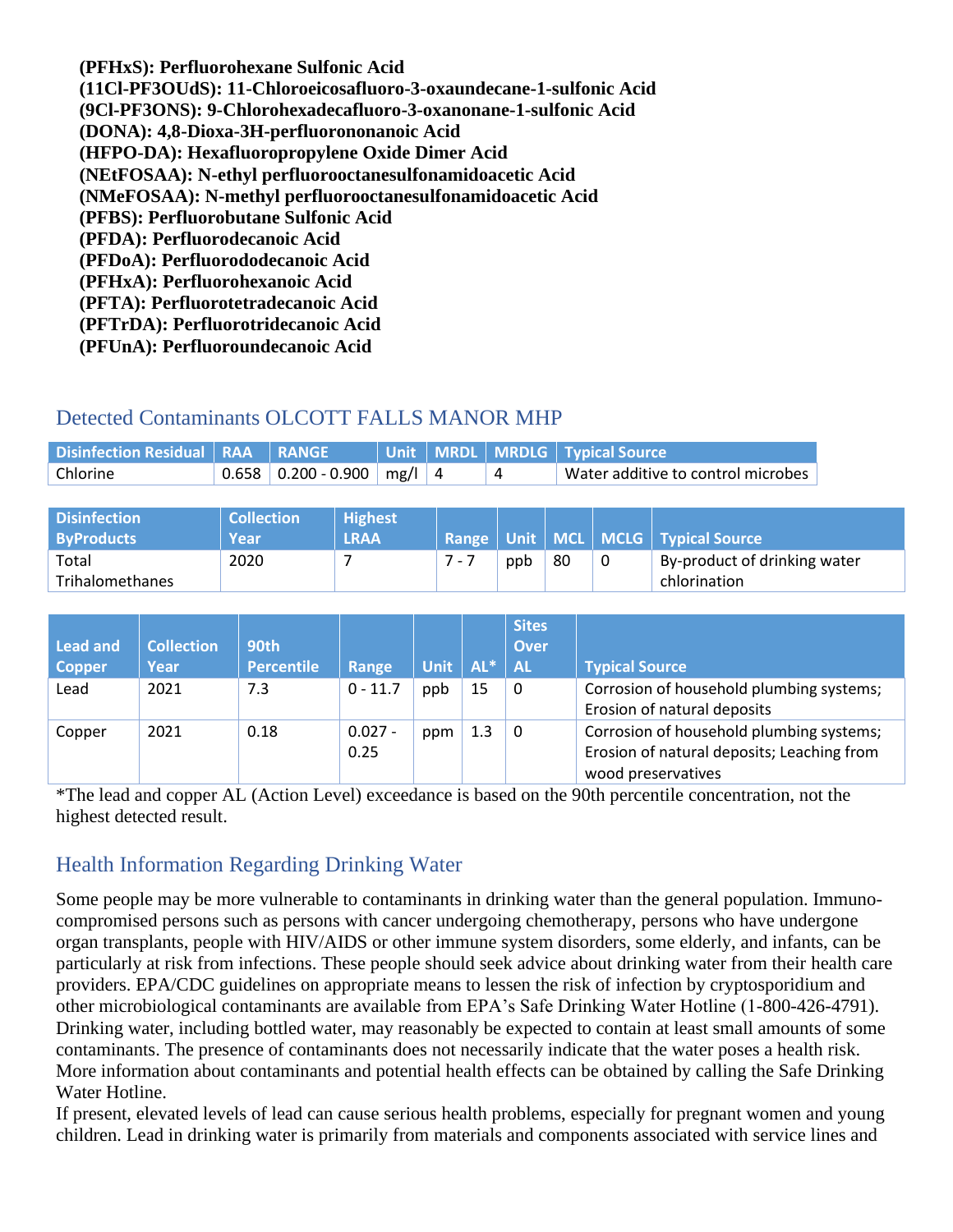**(PFHxS): Perfluorohexane Sulfonic Acid**
**(11Cl-PF3OUdS): 11-Chloroeicosafluoro-3-oxaundecane-1-sulfonic Acid**
**(9Cl-PF3ONS): 9-Chlorohexadecafluoro-3-oxanonane-1-sulfonic Acid**
**(DONA): 4,8-Dioxa-3H-perfluorononanoic Acid**
**(HFPO-DA): Hexafluoropropylene Oxide Dimer Acid**
**(NEtFOSAA): N-ethyl perfluorooctanesulfonamidoacetic Acid**
**(NMeFOSAA): N-methyl perfluorooctanesulfonamidoacetic Acid**
**(PFBS): Perfluorobutane Sulfonic Acid**
**(PFDA): Perfluorodecanoic Acid**
**(PFDoA): Perfluorododecanoic Acid**
**(PFHxA): Perfluorohexanoic Acid**
**(PFTA): Perfluorotetradecanoic Acid**
**(PFTrDA): Perfluorotridecanoic Acid**
**(PFUnA): Perfluoroundecanoic Acid**

## Detected Contaminants OLCOTT FALLS MANOR MHP

| Disinfection Residual | RAA | RANGE | Unit | MRDL | MRDLG | Typical Source |
|---|---|---|---|---|---|---|
| Chlorine | 0.658 | 0.200 - 0.900 | mg/l | 4 | 4 | Water additive to control microbes |

| Disinfection ByProducts | Collection Year | Highest LRAA | Range | Unit | MCL | MCLG | Typical Source |
|---|---|---|---|---|---|---|---|
| Total Trihalomethanes | 2020 | 7 | 7 - 7 | ppb | 80 | 0 | By-product of drinking water chlorination |

| Lead and Copper | Collection Year | 90th Percentile | Range | Unit | AL* | Sites Over AL | Typical Source |
|---|---|---|---|---|---|---|---|
| Lead | 2021 | 7.3 | 0 - 11.7 | ppb | 15 | 0 | Corrosion of household plumbing systems; Erosion of natural deposits |
| Copper | 2021 | 0.18 | 0.027 - 0.25 | ppm | 1.3 | 0 | Corrosion of household plumbing systems; Erosion of natural deposits; Leaching from wood preservatives |

*The lead and copper AL (Action Level) exceedance is based on the 90th percentile concentration, not the highest detected result.

## Health Information Regarding Drinking Water

Some people may be more vulnerable to contaminants in drinking water than the general population. Immuno-compromised persons such as persons with cancer undergoing chemotherapy, persons who have undergone organ transplants, people with HIV/AIDS or other immune system disorders, some elderly, and infants, can be particularly at risk from infections. These people should seek advice about drinking water from their health care providers. EPA/CDC guidelines on appropriate means to lessen the risk of infection by cryptosporidium and other microbiological contaminants are available from EPA's Safe Drinking Water Hotline (1-800-426-4791). Drinking water, including bottled water, may reasonably be expected to contain at least small amounts of some contaminants. The presence of contaminants does not necessarily indicate that the water poses a health risk. More information about contaminants and potential health effects can be obtained by calling the Safe Drinking Water Hotline.

If present, elevated levels of lead can cause serious health problems, especially for pregnant women and young children. Lead in drinking water is primarily from materials and components associated with service lines and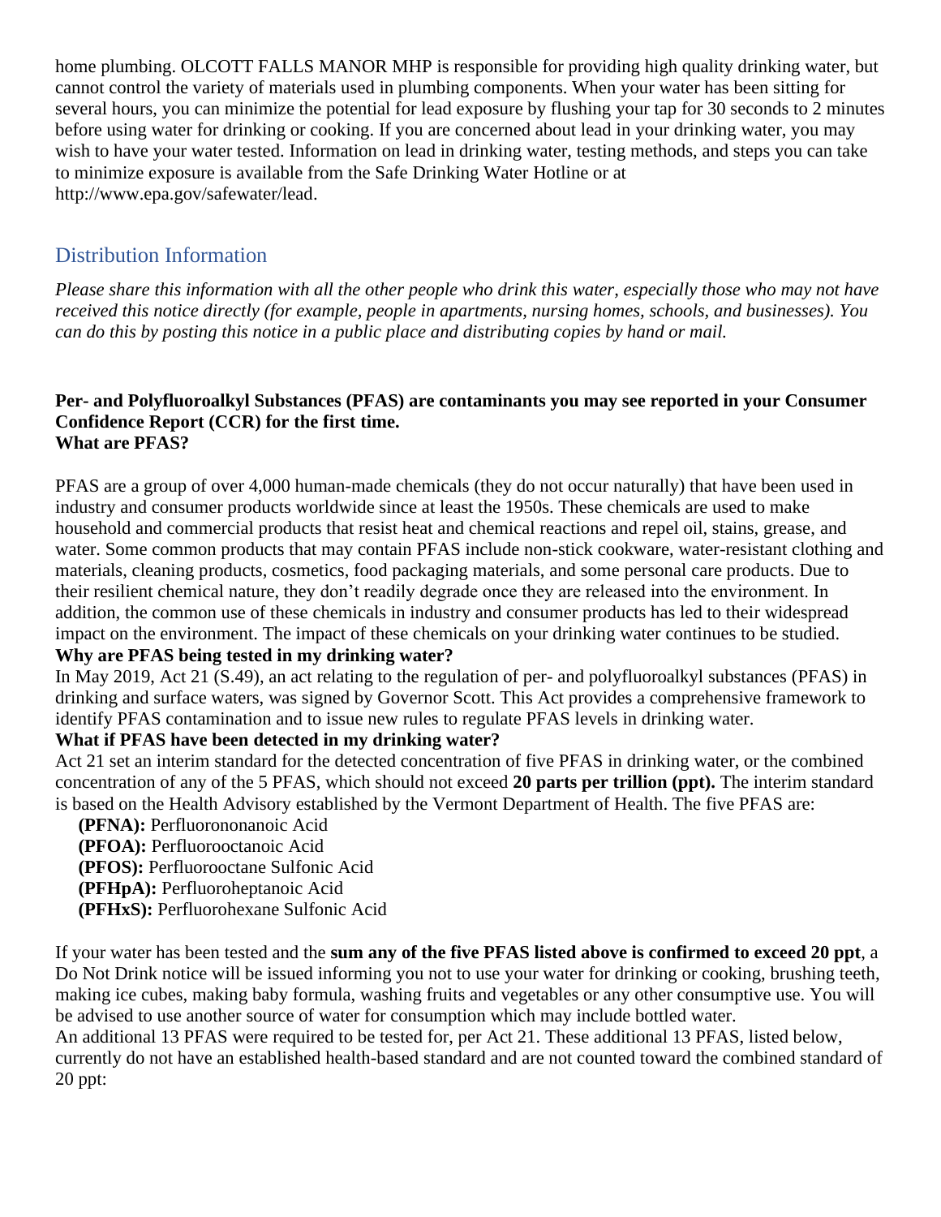home plumbing. OLCOTT FALLS MANOR MHP is responsible for providing high quality drinking water, but cannot control the variety of materials used in plumbing components. When your water has been sitting for several hours, you can minimize the potential for lead exposure by flushing your tap for 30 seconds to 2 minutes before using water for drinking or cooking. If you are concerned about lead in your drinking water, you may wish to have your water tested. Information on lead in drinking water, testing methods, and steps you can take to minimize exposure is available from the Safe Drinking Water Hotline or at http://www.epa.gov/safewater/lead.

## Distribution Information

*Please share this information with all the other people who drink this water, especially those who may not have received this notice directly (for example, people in apartments, nursing homes, schools, and businesses). You can do this by posting this notice in a public place and distributing copies by hand or mail.*

**Per- and Polyfluoroalkyl Substances (PFAS) are contaminants you may see reported in your Consumer Confidence Report (CCR) for the first time.**

**What are PFAS?**

PFAS are a group of over 4,000 human-made chemicals (they do not occur naturally) that have been used in industry and consumer products worldwide since at least the 1950s. These chemicals are used to make household and commercial products that resist heat and chemical reactions and repel oil, stains, grease, and water. Some common products that may contain PFAS include non-stick cookware, water-resistant clothing and materials, cleaning products, cosmetics, food packaging materials, and some personal care products. Due to their resilient chemical nature, they don't readily degrade once they are released into the environment. In addition, the common use of these chemicals in industry and consumer products has led to their widespread impact on the environment. The impact of these chemicals on your drinking water continues to be studied.

**Why are PFAS being tested in my drinking water?**

In May 2019, Act 21 (S.49), an act relating to the regulation of per- and polyfluoroalkyl substances (PFAS) in drinking and surface waters, was signed by Governor Scott. This Act provides a comprehensive framework to identify PFAS contamination and to issue new rules to regulate PFAS levels in drinking water.

**What if PFAS have been detected in my drinking water?**

Act 21 set an interim standard for the detected concentration of five PFAS in drinking water, or the combined concentration of any of the 5 PFAS, which should not exceed **20 parts per trillion (ppt).** The interim standard is based on the Health Advisory established by the Vermont Department of Health. The five PFAS are:

- **(PFNA):** Perfluorononanoic Acid
- **(PFOA):** Perfluorooctanoic Acid
- **(PFOS):** Perfluorooctane Sulfonic Acid
- **(PFHpA):** Perfluoroheptanoic Acid
- **(PFHxS):** Perfluorohexane Sulfonic Acid

If your water has been tested and the **sum any of the five PFAS listed above is confirmed to exceed 20 ppt**, a Do Not Drink notice will be issued informing you not to use your water for drinking or cooking, brushing teeth, making ice cubes, making baby formula, washing fruits and vegetables or any other consumptive use. You will be advised to use another source of water for consumption which may include bottled water.

An additional 13 PFAS were required to be tested for, per Act 21. These additional 13 PFAS, listed below, currently do not have an established health-based standard and are not counted toward the combined standard of 20 ppt: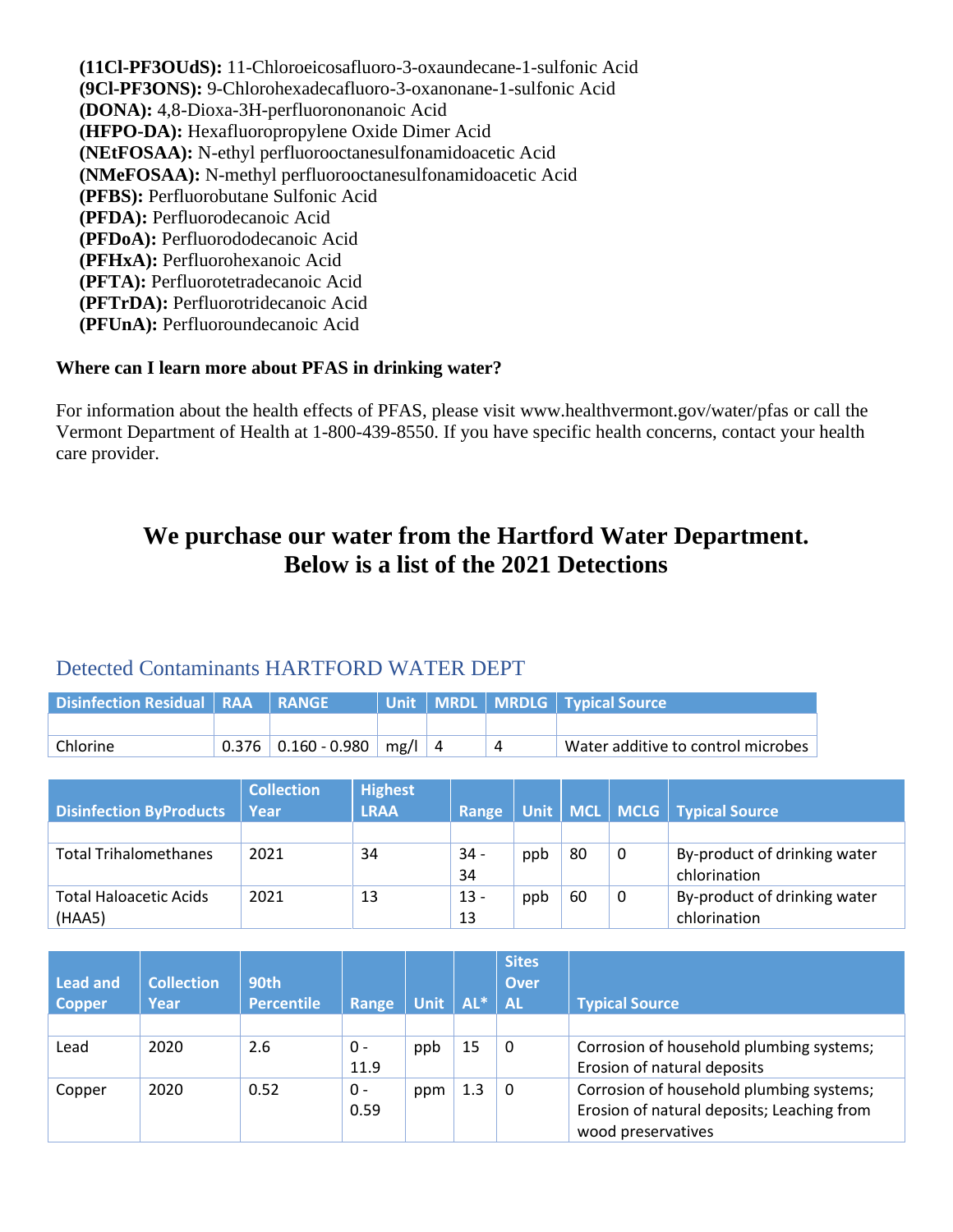**(11Cl-PF3OUdS):** 11-Chloroeicosafluoro-3-oxaundecane-1-sulfonic Acid
**(9Cl-PF3ONS):** 9-Chlorohexadecafluoro-3-oxanonane-1-sulfonic Acid
**(DONA):** 4,8-Dioxa-3H-perfluorononanoic Acid
**(HFPO-DA):** Hexafluoropropylene Oxide Dimer Acid
**(NEtFOSAA):** N-ethyl perfluorooctanesulfonamidoacetic Acid
**(NMeFOSAA):** N-methyl perfluorooctanesulfonamidoacetic Acid
**(PFBS):** Perfluorobutane Sulfonic Acid
**(PFDA):** Perfluorodecanoic Acid
**(PFDoA):** Perfluorododecanoic Acid
**(PFHxA):** Perfluorohexanoic Acid
**(PFTA):** Perfluorotetradecanoic Acid
**(PFTrDA):** Perfluorotridecanoic Acid
**(PFUnA):** Perfluoroundecanoic Acid

**Where can I learn more about PFAS in drinking water?**

For information about the health effects of PFAS, please visit www.healthvermont.gov/water/pfas or call the Vermont Department of Health at 1-800-439-8550. If you have specific health concerns, contact your health care provider.

## We purchase our water from the Hartford Water Department. Below is a list of the 2021 Detections

## Detected Contaminants HARTFORD WATER DEPT

| Disinfection Residual | RAA | RANGE | Unit | MRDL | MRDLG | Typical Source |
|---|---|---|---|---|---|---|
| | | | | | | |
| Chlorine | 0.376 | 0.160 - 0.980 | mg/l | 4 | 4 | Water additive to control microbes |

| Disinfection ByProducts | Collection Year | Highest LRAA | Range | Unit | MCL | MCLG | Typical Source |
|---|---|---|---|---|---|---|---|
| | | | | | | | |
| Total Trihalomethanes | 2021 | 34 | 34 - 34 | ppb | 80 | 0 | By-product of drinking water chlorination |
| Total Haloacetic Acids (HAA5) | 2021 | 13 | 13 - 13 | ppb | 60 | 0 | By-product of drinking water chlorination |

| Lead and Copper | Collection Year | 90th Percentile | Range | Unit | AL* | Sites Over AL | Typical Source |
|---|---|---|---|---|---|---|---|
| | | | | | | | |
| Lead | 2020 | 2.6 | 0 - 11.9 | ppb | 15 | 0 | Corrosion of household plumbing systems; Erosion of natural deposits |
| Copper | 2020 | 0.52 | 0 - 0.59 | ppm | 1.3 | 0 | Corrosion of household plumbing systems; Erosion of natural deposits; Leaching from wood preservatives |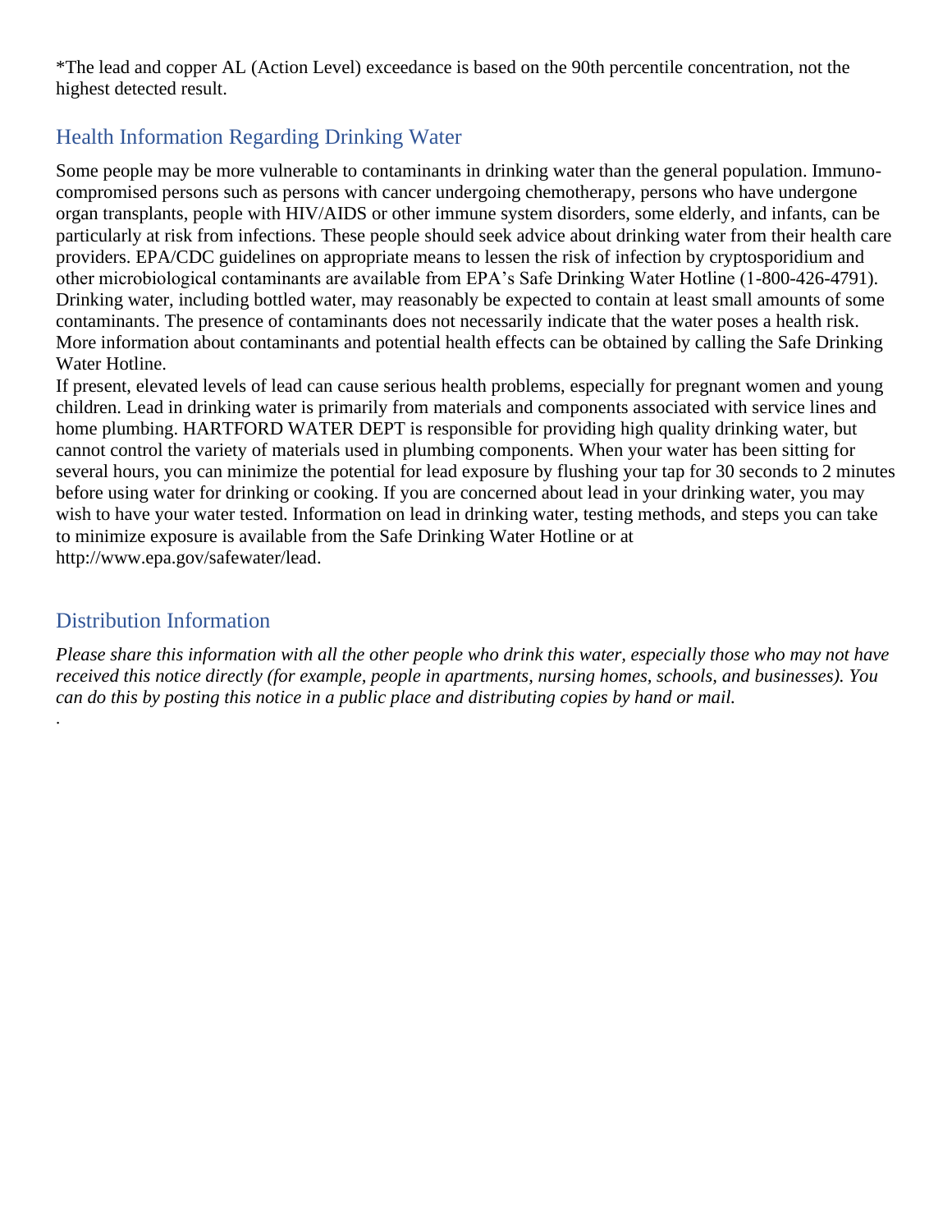*The lead and copper AL (Action Level) exceedance is based on the 90th percentile concentration, not the highest detected result.

## Health Information Regarding Drinking Water

Some people may be more vulnerable to contaminants in drinking water than the general population. Immuno-compromised persons such as persons with cancer undergoing chemotherapy, persons who have undergone organ transplants, people with HIV/AIDS or other immune system disorders, some elderly, and infants, can be particularly at risk from infections. These people should seek advice about drinking water from their health care providers. EPA/CDC guidelines on appropriate means to lessen the risk of infection by cryptosporidium and other microbiological contaminants are available from EPA's Safe Drinking Water Hotline (1-800-426-4791). Drinking water, including bottled water, may reasonably be expected to contain at least small amounts of some contaminants. The presence of contaminants does not necessarily indicate that the water poses a health risk. More information about contaminants and potential health effects can be obtained by calling the Safe Drinking Water Hotline.

If present, elevated levels of lead can cause serious health problems, especially for pregnant women and young children. Lead in drinking water is primarily from materials and components associated with service lines and home plumbing. HARTFORD WATER DEPT is responsible for providing high quality drinking water, but cannot control the variety of materials used in plumbing components. When your water has been sitting for several hours, you can minimize the potential for lead exposure by flushing your tap for 30 seconds to 2 minutes before using water for drinking or cooking. If you are concerned about lead in your drinking water, you may wish to have your water tested. Information on lead in drinking water, testing methods, and steps you can take to minimize exposure is available from the Safe Drinking Water Hotline or at http://www.epa.gov/safewater/lead.

## Distribution Information

*Please share this information with all the other people who drink this water, especially those who may not have received this notice directly (for example, people in apartments, nursing homes, schools, and businesses). You can do this by posting this notice in a public place and distributing copies by hand or mail.*

.